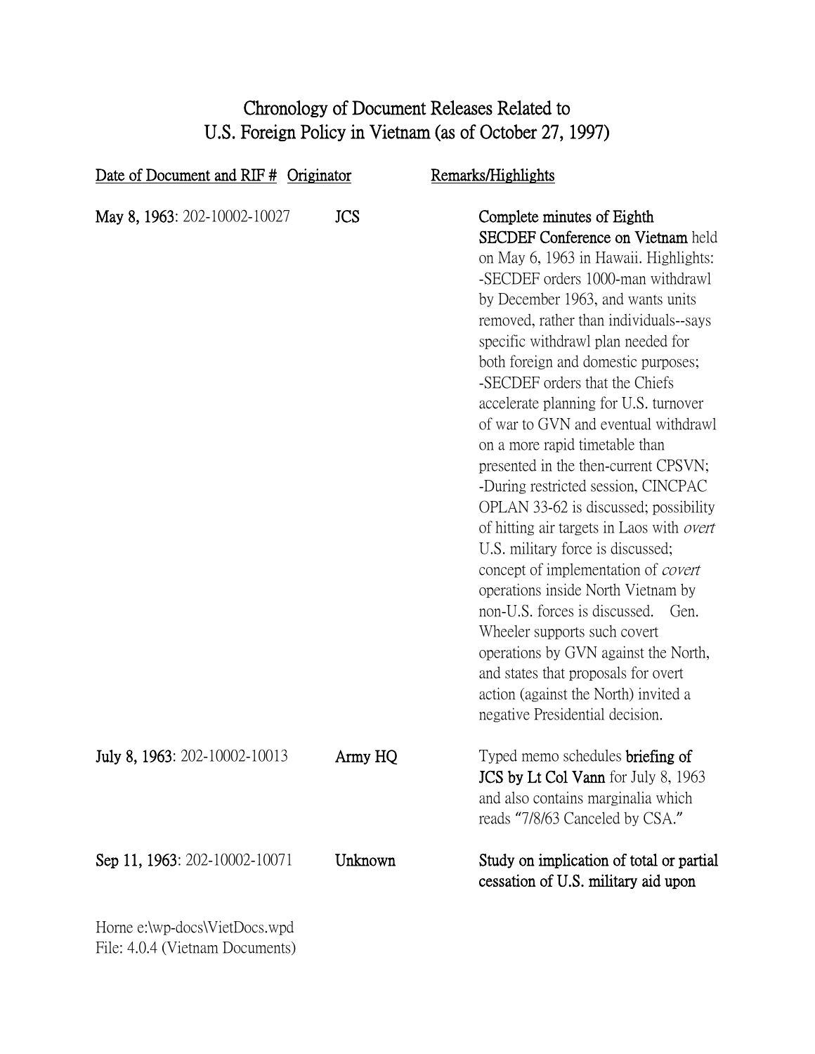# Chronology of Document Releases Related to U.S. Foreign Policy in Vietnam (as of October 27, 1997)

| Date of Document and RIF # | Originator | Remarks/Highlights |
| --- | --- | --- |
| **May 8, 1963**: 202-10002-10027 | JCS | **Complete minutes of Eighth SECDEF Conference on Vietnam** held on May 6, 1963 in Hawaii. Highlights: -SECDEF orders 1000-man withdrawl by December 1963, and wants units removed, rather than individuals--says specific withdrawl plan needed for both foreign and domestic purposes; -SECDEF orders that the Chiefs accelerate planning for U.S. turnover of war to GVN and eventual withdrawl on a more rapid timetable than presented in the then-current CPSVN; -During restricted session, CINCPAC OPLAN 33-62 is discussed; possibility of hitting air targets in Laos with *overt* U.S. military force is discussed; concept of implementation of *covert* operations inside North Vietnam by non-U.S. forces is discussed. Gen. Wheeler supports such covert operations by GVN against the North, and states that proposals for overt action (against the North) invited a negative Presidential decision. |
| **July 8, 1963**: 202-10002-10013 | Army HQ | Typed memo schedules **briefing of JCS by Lt Col Vann** for July 8, 1963 and also contains marginalia which reads "7/8/63 Canceled by CSA." |
| **Sep 11, 1963**: 202-10002-10071 | Unknown | **Study on implication of total or partial cessation of U.S. military aid upon** |

Horne e:\wp-docs\VietDocs.wpd
File: 4.0.4 (Vietnam Documents)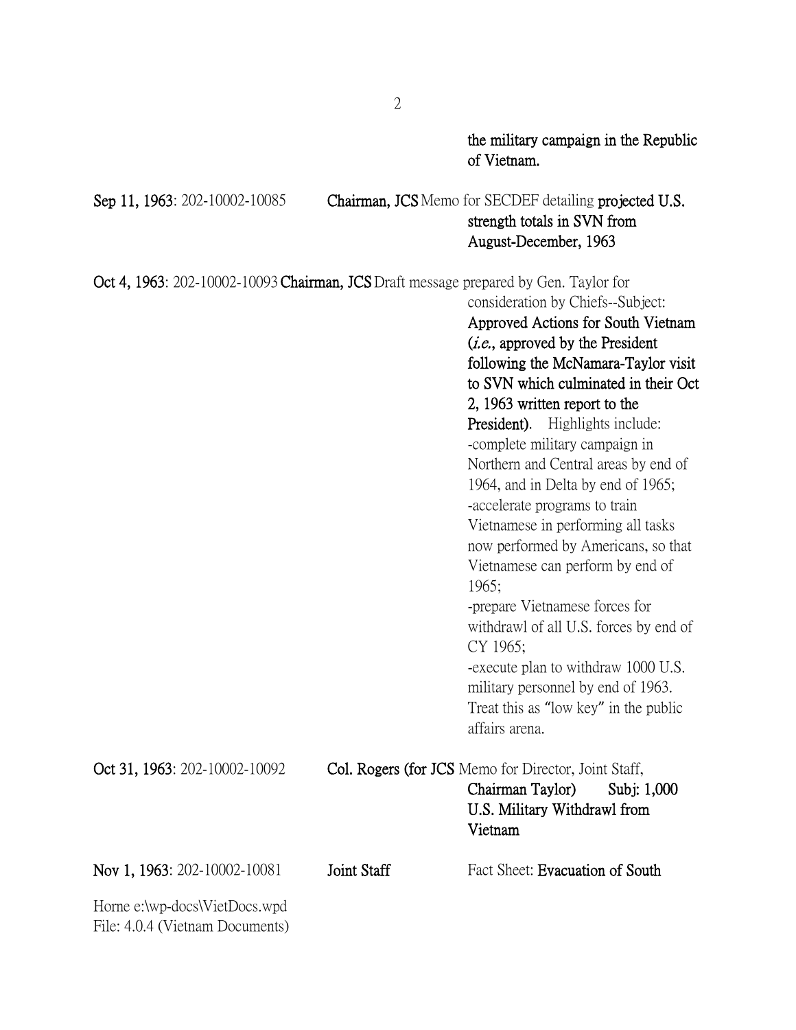**the military campaign in the Republic of Vietnam.**

**Sep 11, 1963**: 202-10002-10085 **Chairman, JCS** Memo for SECDEF detailing **projected U.S. strength totals in SVN from August-December, 1963**

**Oct 4, 1963**: 202-10002-10093 **Chairman, JCS** Draft message prepared by Gen. Taylor for consideration by Chiefs--Subject: **Approved Actions for South Vietnam (*i.e.*, approved by the President following the McNamara-Taylor visit to SVN which culminated in their Oct 2, 1963 written report to the President).** Highlights include:
-complete military campaign in Northern and Central areas by end of 1964, and in Delta by end of 1965;
-accelerate programs to train Vietnamese in performing all tasks now performed by Americans, so that Vietnamese can perform by end of 1965;
-prepare Vietnamese forces for withdrawl of all U.S. forces by end of CY 1965;
-execute plan to withdraw 1000 U.S. military personnel by end of 1963. Treat this as "low key" in the public affairs arena.

**Oct 31, 1963**: 202-10002-10092 **Col. Rogers (for JCS Chairman Taylor)** Memo for Director, Joint Staff, **Subj: 1,000 U.S. Military Withdrawl from Vietnam**

**Nov 1, 1963**: 202-10002-10081 **Joint Staff** Fact Sheet: **Evacuation of South**

Horne e:\wp-docs\VietDocs.wpd
File: 4.0.4 (Vietnam Documents)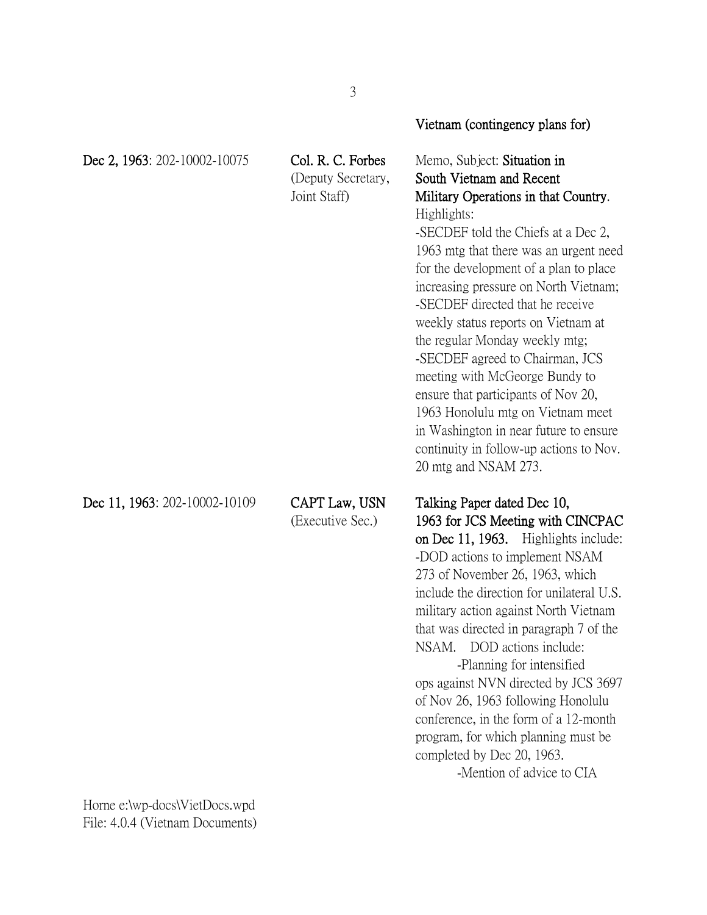**Vietnam (contingency plans for)**

| | | |
|---|---|---|
| **Dec 2, 1963**: 202-10002-10075 | **Col. R. C. Forbes** (Deputy Secretary, Joint Staff) | Memo, Subject: **Situation in South Vietnam and Recent Military Operations in that Country**. Highlights:<br>-SECDEF told the Chiefs at a Dec 2, 1963 mtg that there was an urgent need for the development of a plan to place increasing pressure on North Vietnam;<br>-SECDEF directed that he receive weekly status reports on Vietnam at the regular Monday weekly mtg;<br>-SECDEF agreed to Chairman, JCS meeting with McGeorge Bundy to ensure that participants of Nov 20, 1963 Honolulu mtg on Vietnam meet in Washington in near future to ensure continuity in follow-up actions to Nov. 20 mtg and NSAM 273. |
| **Dec 11, 1963**: 202-10002-10109 | **CAPT Law, USN** (Executive Sec.) | **Talking Paper dated Dec 10, 1963 for JCS Meeting with CINCPAC on Dec 11, 1963.** Highlights include:<br>-DOD actions to implement NSAM 273 of November 26, 1963, which include the direction for unilateral U.S. military action against North Vietnam that was directed in paragraph 7 of the NSAM. DOD actions include:<br>-Planning for intensified ops against NVN directed by JCS 3697 of Nov 26, 1963 following Honolulu conference, in the form of a 12-month program, for which planning must be completed by Dec 20, 1963.<br>-Mention of advice to CIA |

Horne e:\wp-docs\VietDocs.wpd
File: 4.0.4 (Vietnam Documents)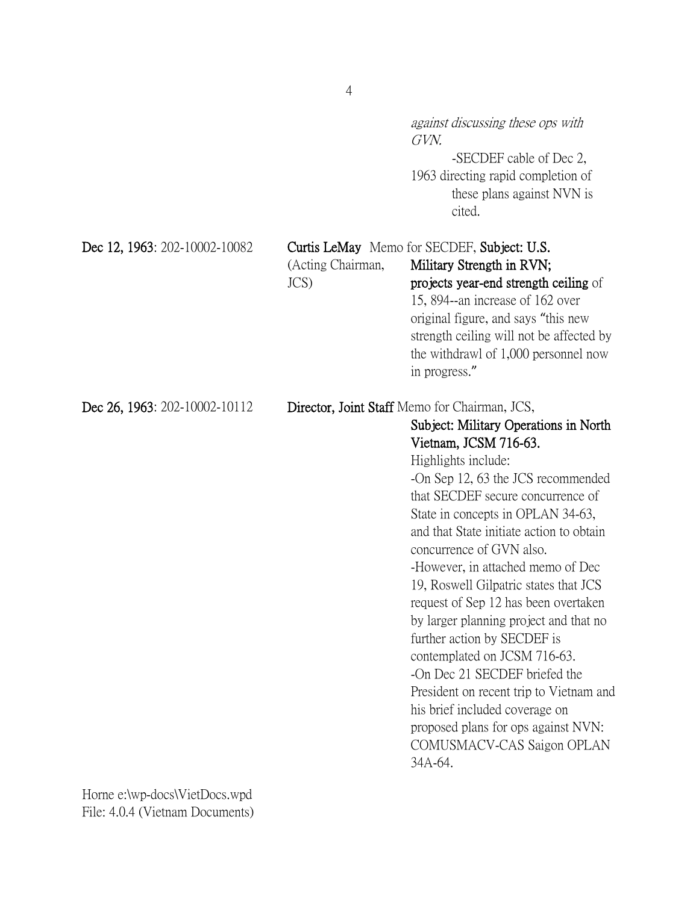*against discussing these ops with GVN.*

-SECDEF cable of Dec 2, 1963 directing rapid completion of these plans against NVN is cited.

| | | |
|---|---|---|
| **Dec 12, 1963**: 202-10002-10082 | **Curtis LeMay** (Acting Chairman, JCS) | Memo for SECDEF, **Subject: U.S. Military Strength in RVN; projects year-end strength ceiling** of 15, 894--an increase of 162 over original figure, and says "this new strength ceiling will not be affected by the withdrawl of 1,000 personnel now in progress." |
| **Dec 26, 1963**: 202-10002-10112 | **Director, Joint Staff** | Memo for Chairman, JCS, **Subject: Military Operations in North Vietnam, JCSM 716-63.** Highlights include:<br>-On Sep 12, 63 the JCS recommended that SECDEF secure concurrence of State in concepts in OPLAN 34-63, and that State initiate action to obtain concurrence of GVN also.<br>-However, in attached memo of Dec 19, Roswell Gilpatric states that JCS request of Sep 12 has been overtaken by larger planning project and that no further action by SECDEF is contemplated on JCSM 716-63.<br>-On Dec 21 SECDEF briefed the President on recent trip to Vietnam and his brief included coverage on proposed plans for ops against NVN: COMUSMACV-CAS Saigon OPLAN 34A-64. |

Horne e:\wp-docs\VietDocs.wpd
File: 4.0.4 (Vietnam Documents)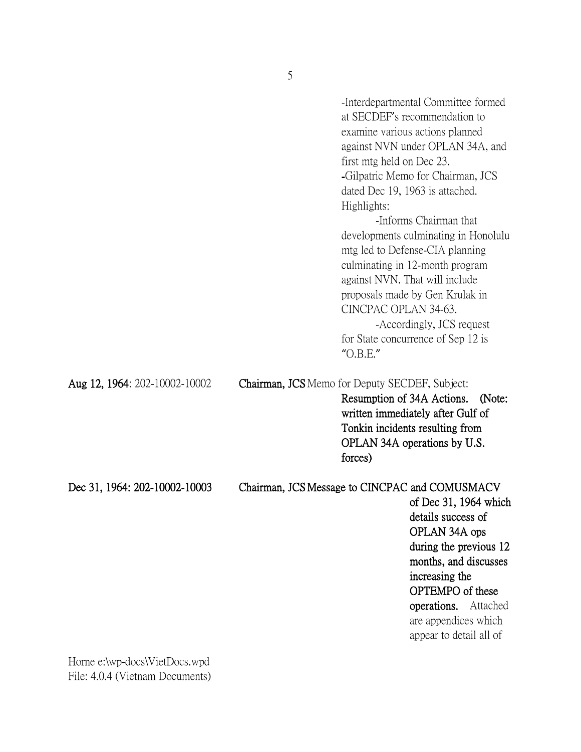-Interdepartmental Committee formed at SECDEF's recommendation to examine various actions planned against NVN under OPLAN 34A, and first mtg held on Dec 23.

-Gilpatric Memo for Chairman, JCS dated Dec 19, 1963 is attached. Highlights:

-Informs Chairman that developments culminating in Honolulu mtg led to Defense-CIA planning culminating in 12-month program against NVN. That will include proposals made by Gen Krulak in CINCPAC OPLAN 34-63.

-Accordingly, JCS request for State concurrence of Sep 12 is "O.B.E."

**Aug 12, 1964**: 202-10002-10002 **Chairman, JCS** Memo for Deputy SECDEF, Subject: **Resumption of 34A Actions. (Note: written immediately after Gulf of Tonkin incidents resulting from OPLAN 34A operations by U.S. forces)**

**Dec 31, 1964: 202-10002-10003 Chairman, JCS Message to CINCPAC and COMUSMACV of Dec 31, 1964 which details success of OPLAN 34A ops during the previous 12 months, and discusses increasing the OPTEMPO of these operations.** Attached are appendices which appear to detail all of

Horne e:\wp-docs\VietDocs.wpd
File: 4.0.4 (Vietnam Documents)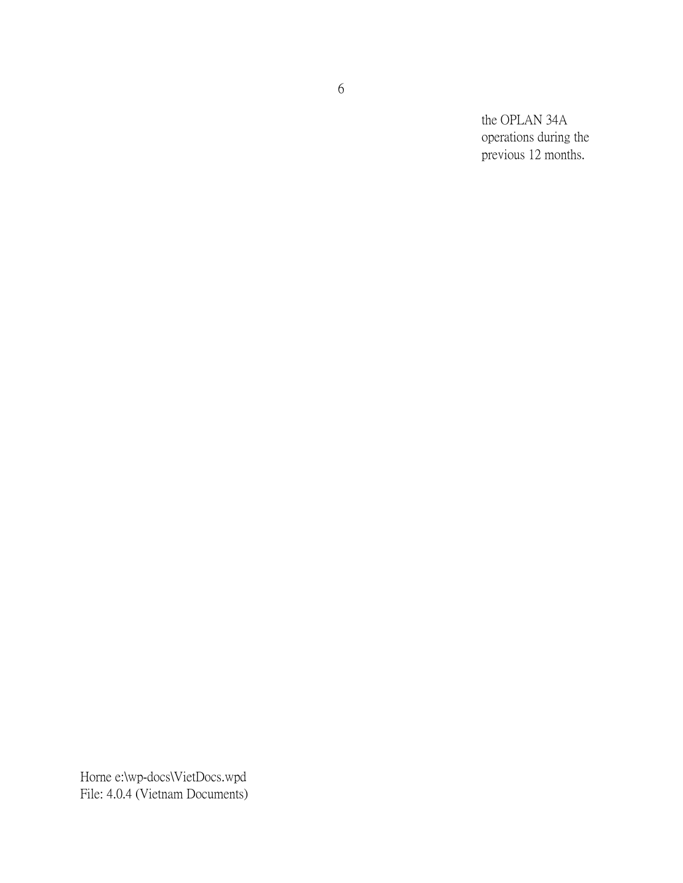the OPLAN 34A operations during the previous 12 months.

Horne e:\wp-docs\VietDocs.wpd
File: 4.0.4 (Vietnam Documents)